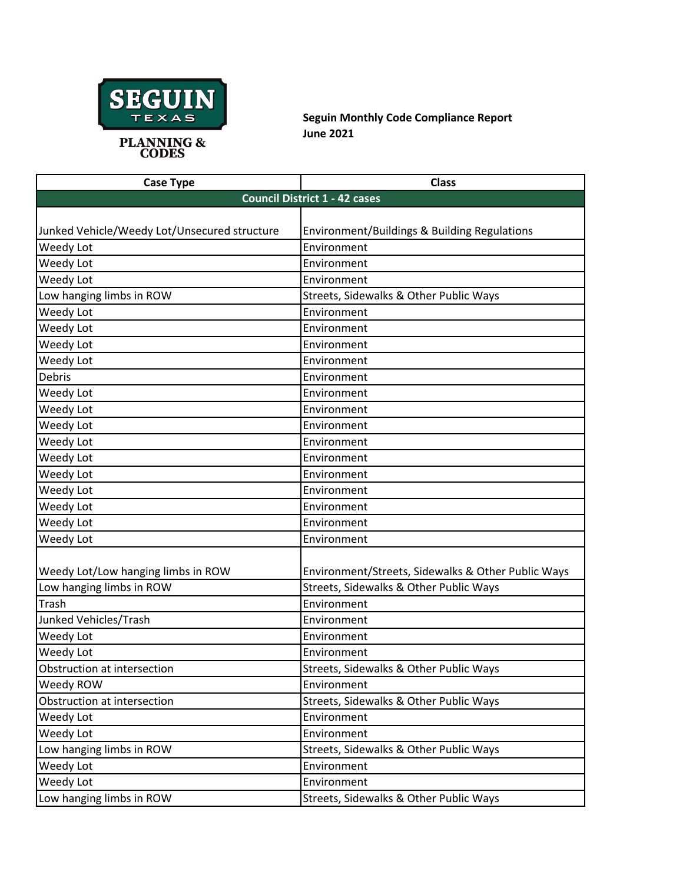SEGUIN TEXAS

PLANNING & CODES

**Seguin Monthly Code Compliance Report**
**June 2021**

| Case Type | Class |
|---|---|
| **Council District 1 - 42 cases** | |
| Junked Vehicle/Weedy Lot/Unsecured structure | Environment/Buildings & Building Regulations |
| Weedy Lot | Environment |
| Weedy Lot | Environment |
| Weedy Lot | Environment |
| Low hanging limbs in ROW | Streets, Sidewalks & Other Public Ways |
| Weedy Lot | Environment |
| Weedy Lot | Environment |
| Weedy Lot | Environment |
| Weedy Lot | Environment |
| Debris | Environment |
| Weedy Lot | Environment |
| Weedy Lot | Environment |
| Weedy Lot | Environment |
| Weedy Lot | Environment |
| Weedy Lot | Environment |
| Weedy Lot | Environment |
| Weedy Lot | Environment |
| Weedy Lot | Environment |
| Weedy Lot | Environment |
| Weedy Lot | Environment |
| Weedy Lot/Low hanging limbs in ROW | Environment/Streets, Sidewalks & Other Public Ways |
| Low hanging limbs in ROW | Streets, Sidewalks & Other Public Ways |
| Trash | Environment |
| Junked Vehicles/Trash | Environment |
| Weedy Lot | Environment |
| Weedy Lot | Environment |
| Obstruction at intersection | Streets, Sidewalks & Other Public Ways |
| Weedy ROW | Environment |
| Obstruction at intersection | Streets, Sidewalks & Other Public Ways |
| Weedy Lot | Environment |
| Weedy Lot | Environment |
| Low hanging limbs in ROW | Streets, Sidewalks & Other Public Ways |
| Weedy Lot | Environment |
| Weedy Lot | Environment |
| Low hanging limbs in ROW | Streets, Sidewalks & Other Public Ways |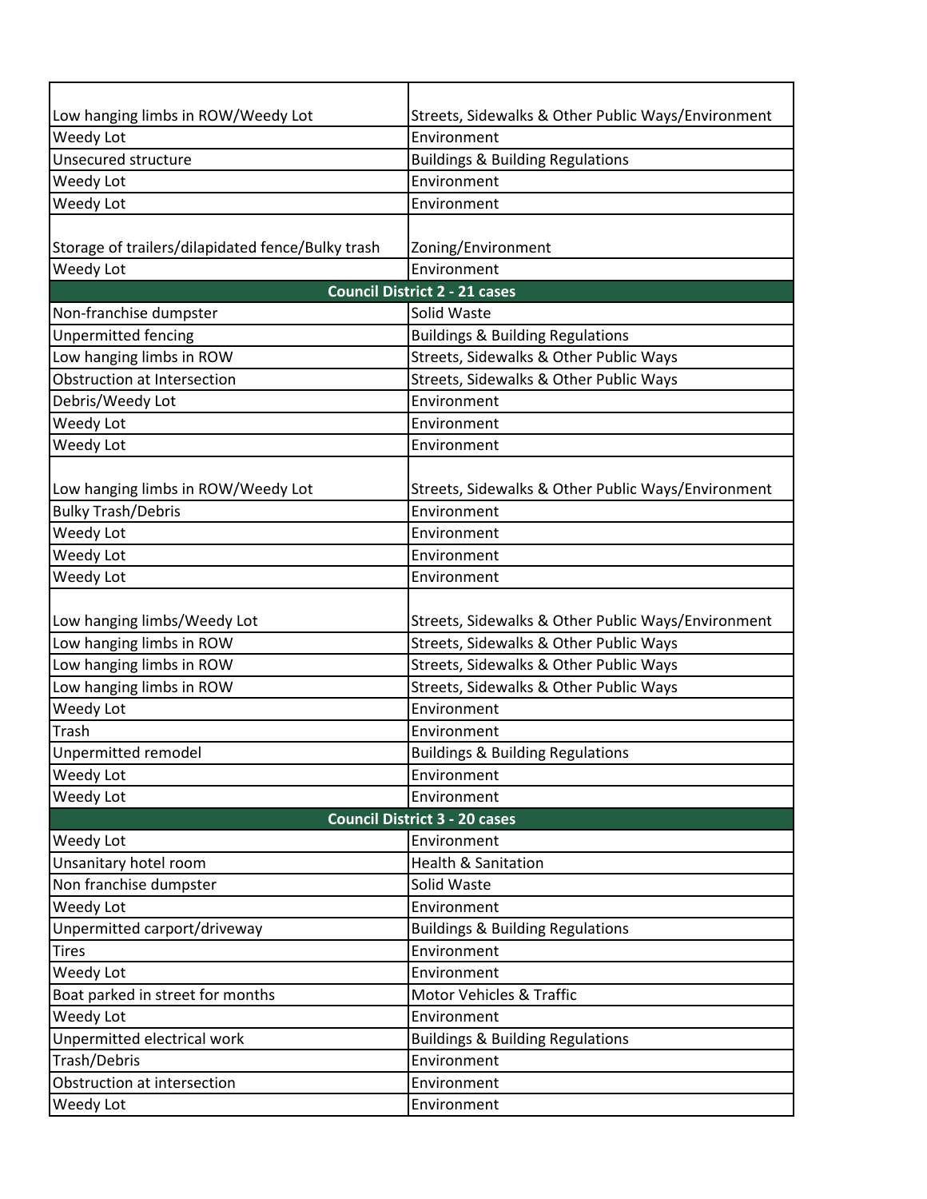| | |
|---|---|
| Low hanging limbs in ROW/Weedy Lot | Streets, Sidewalks & Other Public Ways/Environment |
| Weedy Lot | Environment |
| Unsecured structure | Buildings & Building Regulations |
| Weedy Lot | Environment |
| Weedy Lot | Environment |
| Storage of trailers/dilapidated fence/Bulky trash | Zoning/Environment |
| Weedy Lot | Environment |
| **Council District 2 - 21 cases** | |
| Non-franchise dumpster | Solid Waste |
| Unpermitted fencing | Buildings & Building Regulations |
| Low hanging limbs in ROW | Streets, Sidewalks & Other Public Ways |
| Obstruction at Intersection | Streets, Sidewalks & Other Public Ways |
| Debris/Weedy Lot | Environment |
| Weedy Lot | Environment |
| Weedy Lot | Environment |
| Low hanging limbs in ROW/Weedy Lot | Streets, Sidewalks & Other Public Ways/Environment |
| Bulky Trash/Debris | Environment |
| Weedy Lot | Environment |
| Weedy Lot | Environment |
| Weedy Lot | Environment |
| Low hanging limbs/Weedy Lot | Streets, Sidewalks & Other Public Ways/Environment |
| Low hanging limbs in ROW | Streets, Sidewalks & Other Public Ways |
| Low hanging limbs in ROW | Streets, Sidewalks & Other Public Ways |
| Low hanging limbs in ROW | Streets, Sidewalks & Other Public Ways |
| Weedy Lot | Environment |
| Trash | Environment |
| Unpermitted remodel | Buildings & Building Regulations |
| Weedy Lot | Environment |
| Weedy Lot | Environment |
| **Council District 3 - 20 cases** | |
| Weedy Lot | Environment |
| Unsanitary hotel room | Health & Sanitation |
| Non franchise dumpster | Solid Waste |
| Weedy Lot | Environment |
| Unpermitted carport/driveway | Buildings & Building Regulations |
| Tires | Environment |
| Weedy Lot | Environment |
| Boat parked in street for months | Motor Vehicles & Traffic |
| Weedy Lot | Environment |
| Unpermitted electrical work | Buildings & Building Regulations |
| Trash/Debris | Environment |
| Obstruction at intersection | Environment |
| Weedy Lot | Environment |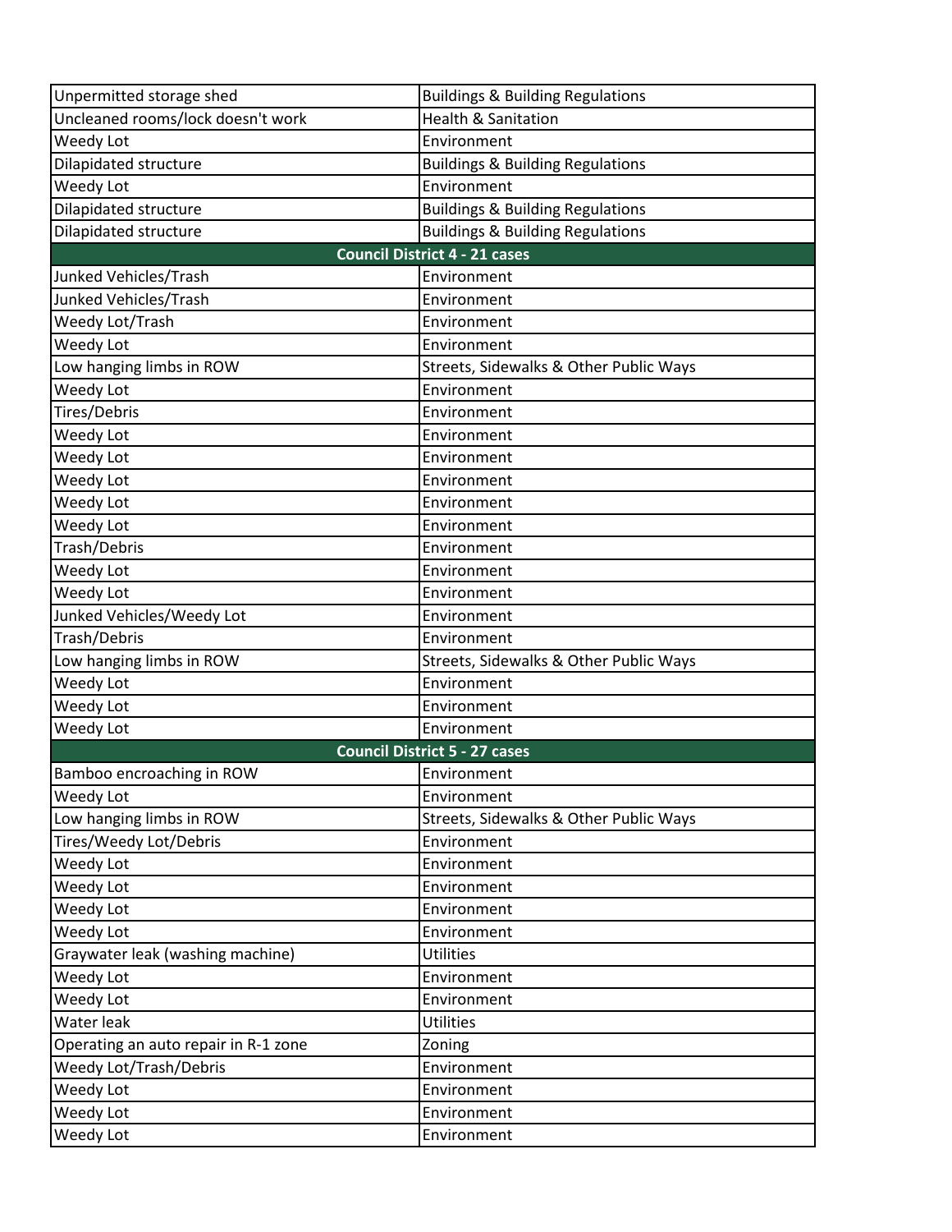| | |
|---|---|
| Unpermitted storage shed | Buildings & Building Regulations |
| Uncleaned rooms/lock doesn't work | Health & Sanitation |
| Weedy Lot | Environment |
| Dilapidated structure | Buildings & Building Regulations |
| Weedy Lot | Environment |
| Dilapidated structure | Buildings & Building Regulations |
| Dilapidated structure | Buildings & Building Regulations |
| **Council District 4 - 21 cases** | |
| Junked Vehicles/Trash | Environment |
| Junked Vehicles/Trash | Environment |
| Weedy Lot/Trash | Environment |
| Weedy Lot | Environment |
| Low hanging limbs in ROW | Streets, Sidewalks & Other Public Ways |
| Weedy Lot | Environment |
| Tires/Debris | Environment |
| Weedy Lot | Environment |
| Weedy Lot | Environment |
| Weedy Lot | Environment |
| Weedy Lot | Environment |
| Weedy Lot | Environment |
| Trash/Debris | Environment |
| Weedy Lot | Environment |
| Weedy Lot | Environment |
| Junked Vehicles/Weedy Lot | Environment |
| Trash/Debris | Environment |
| Low hanging limbs in ROW | Streets, Sidewalks & Other Public Ways |
| Weedy Lot | Environment |
| Weedy Lot | Environment |
| Weedy Lot | Environment |
| **Council District 5 - 27 cases** | |
| Bamboo encroaching in ROW | Environment |
| Weedy Lot | Environment |
| Low hanging limbs in ROW | Streets, Sidewalks & Other Public Ways |
| Tires/Weedy Lot/Debris | Environment |
| Weedy Lot | Environment |
| Weedy Lot | Environment |
| Weedy Lot | Environment |
| Weedy Lot | Environment |
| Graywater leak (washing machine) | Utilities |
| Weedy Lot | Environment |
| Weedy Lot | Environment |
| Water leak | Utilities |
| Operating an auto repair in R-1 zone | Zoning |
| Weedy Lot/Trash/Debris | Environment |
| Weedy Lot | Environment |
| Weedy Lot | Environment |
| Weedy Lot | Environment |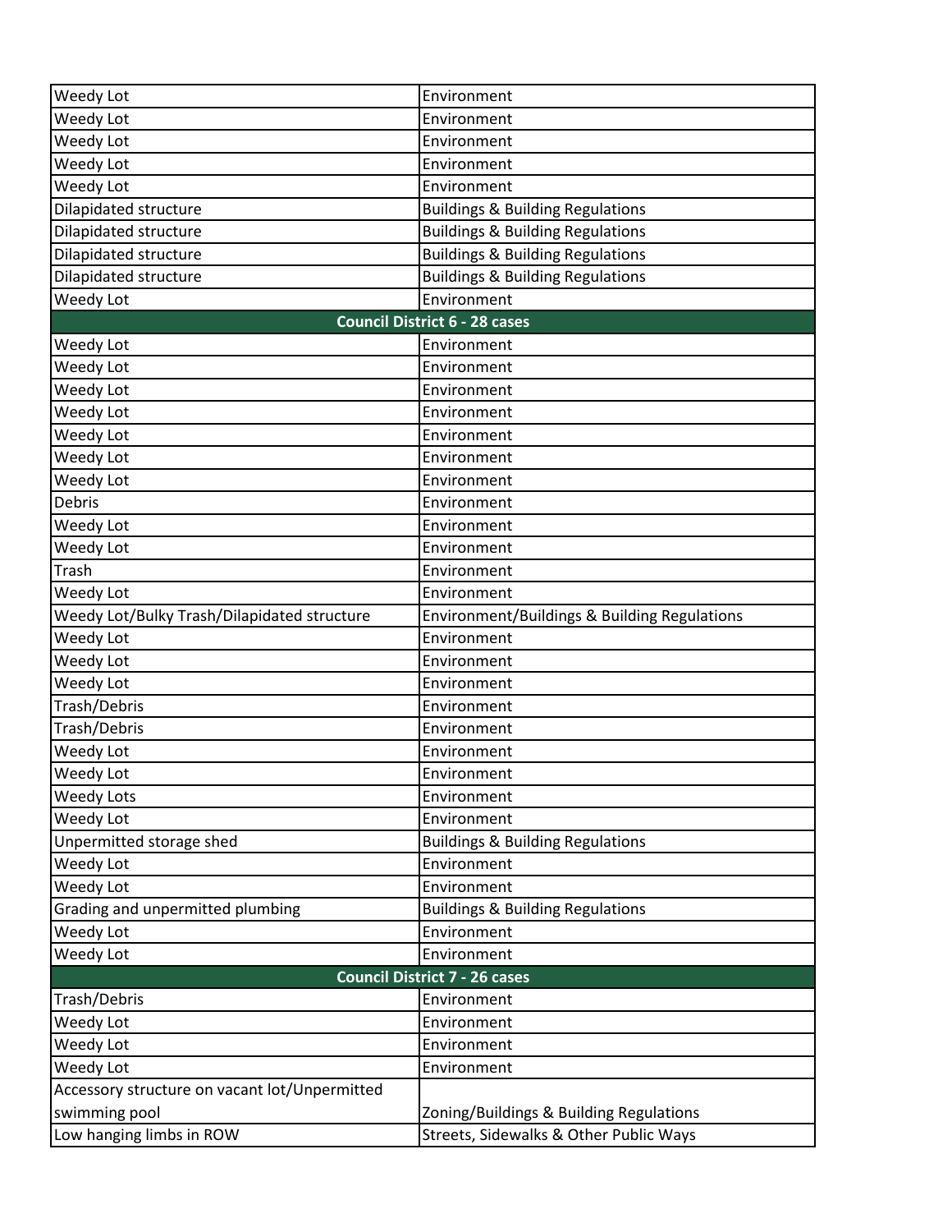| Weedy Lot | Environment |
|---|---|
| Weedy Lot | Environment |
| Weedy Lot | Environment |
| Weedy Lot | Environment |
| Weedy Lot | Environment |
| Dilapidated structure | Buildings & Building Regulations |
| Dilapidated structure | Buildings & Building Regulations |
| Dilapidated structure | Buildings & Building Regulations |
| Dilapidated structure | Buildings & Building Regulations |
| Weedy Lot | Environment |
| **Council District 6 - 28 cases** | |
| Weedy Lot | Environment |
| Weedy Lot | Environment |
| Weedy Lot | Environment |
| Weedy Lot | Environment |
| Weedy Lot | Environment |
| Weedy Lot | Environment |
| Weedy Lot | Environment |
| Debris | Environment |
| Weedy Lot | Environment |
| Weedy Lot | Environment |
| Trash | Environment |
| Weedy Lot | Environment |
| Weedy Lot/Bulky Trash/Dilapidated structure | Environment/Buildings & Building Regulations |
| Weedy Lot | Environment |
| Weedy Lot | Environment |
| Weedy Lot | Environment |
| Trash/Debris | Environment |
| Trash/Debris | Environment |
| Weedy Lot | Environment |
| Weedy Lot | Environment |
| Weedy Lots | Environment |
| Weedy Lot | Environment |
| Unpermitted storage shed | Buildings & Building Regulations |
| Weedy Lot | Environment |
| Weedy Lot | Environment |
| Grading and unpermitted plumbing | Buildings & Building Regulations |
| Weedy Lot | Environment |
| Weedy Lot | Environment |
| **Council District 7 - 26 cases** | |
| Trash/Debris | Environment |
| Weedy Lot | Environment |
| Weedy Lot | Environment |
| Weedy Lot | Environment |
| Accessory structure on vacant lot/Unpermitted swimming pool | Zoning/Buildings & Building Regulations |
| Low hanging limbs in ROW | Streets, Sidewalks & Other Public Ways |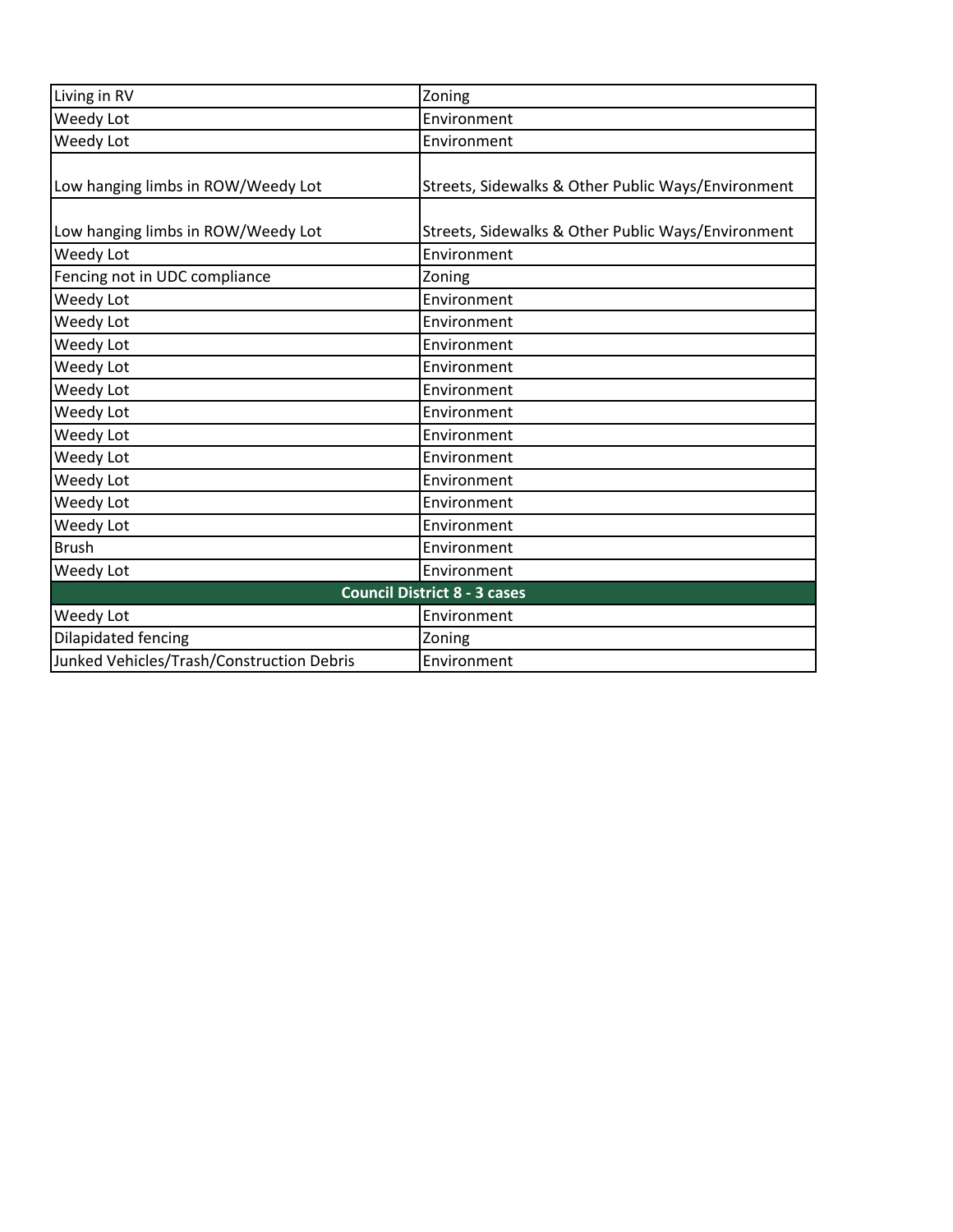| | |
|---|---|
| Living in RV | Zoning |
| Weedy Lot | Environment |
| Weedy Lot | Environment |
| Low hanging limbs in ROW/Weedy Lot | Streets, Sidewalks & Other Public Ways/Environment |
| Low hanging limbs in ROW/Weedy Lot | Streets, Sidewalks & Other Public Ways/Environment |
| Weedy Lot | Environment |
| Fencing not in UDC compliance | Zoning |
| Weedy Lot | Environment |
| Weedy Lot | Environment |
| Weedy Lot | Environment |
| Weedy Lot | Environment |
| Weedy Lot | Environment |
| Weedy Lot | Environment |
| Weedy Lot | Environment |
| Weedy Lot | Environment |
| Weedy Lot | Environment |
| Weedy Lot | Environment |
| Weedy Lot | Environment |
| Brush | Environment |
| Weedy Lot | Environment |
| **Council District 8 - 3 cases** | |
| Weedy Lot | Environment |
| Dilapidated fencing | Zoning |
| Junked Vehicles/Trash/Construction Debris | Environment |